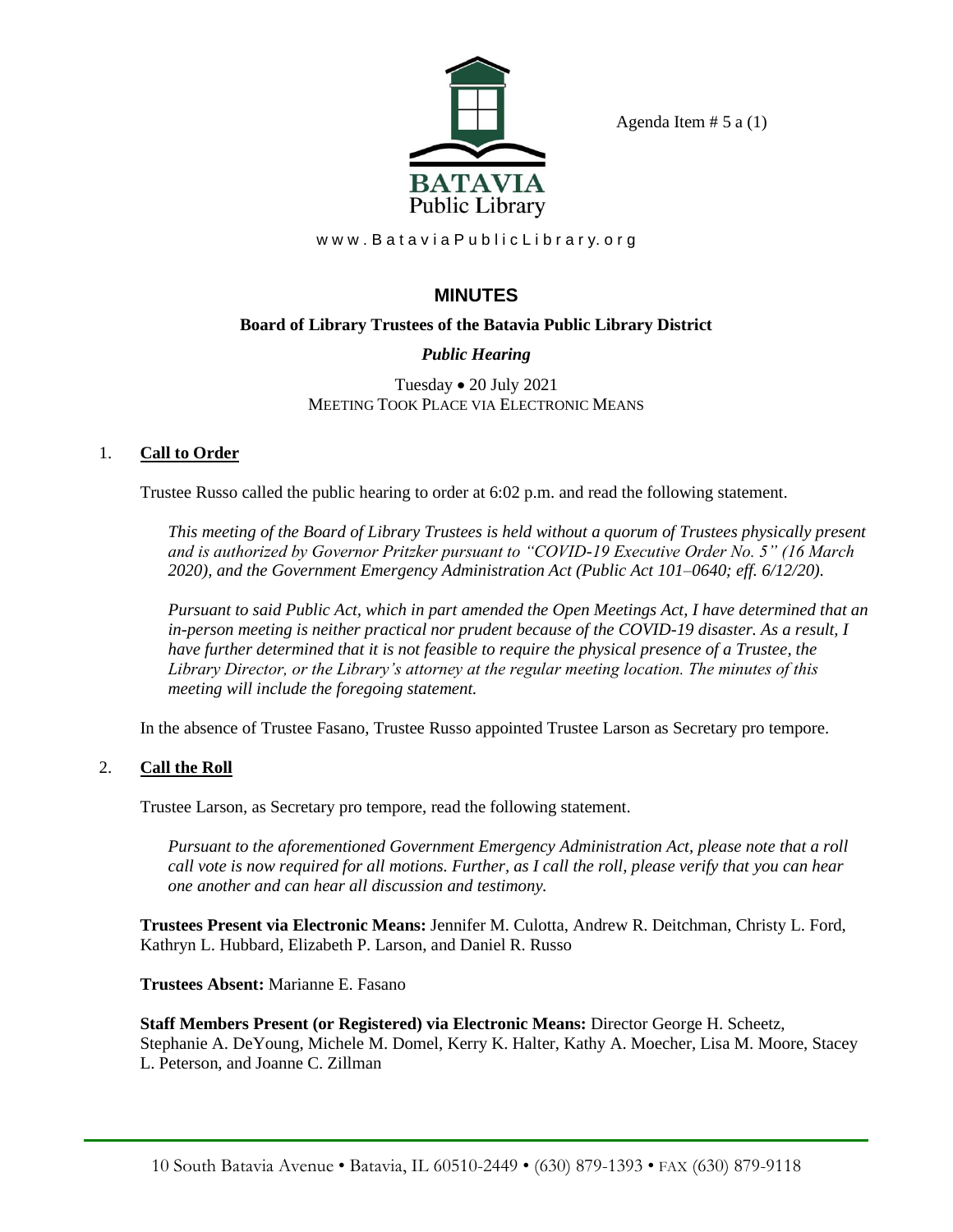Agenda Item # 5 a (1)

BATAVIA Public Library

www.BataviaPublicLibrary.org

# MINUTES

## Board of Library Trustees of the Batavia Public Library District

### *Public Hearing*

Tuesday • 20 July 2021
MEETING TOOK PLACE VIA ELECTRONIC MEANS

1. **Call to Order**

   Trustee Russo called the public hearing to order at 6:02 p.m. and read the following statement.

   *This meeting of the Board of Library Trustees is held without a quorum of Trustees physically present and is authorized by Governor Pritzker pursuant to "COVID-19 Executive Order No. 5" (16 March 2020), and the Government Emergency Administration Act (Public Act 101–0640; eff. 6/12/20).*

   *Pursuant to said Public Act, which in part amended the Open Meetings Act, I have determined that an in-person meeting is neither practical nor prudent because of the COVID-19 disaster. As a result, I have further determined that it is not feasible to require the physical presence of a Trustee, the Library Director, or the Library's attorney at the regular meeting location. The minutes of this meeting will include the foregoing statement.*

   In the absence of Trustee Fasano, Trustee Russo appointed Trustee Larson as Secretary pro tempore.

2. **Call the Roll**

   Trustee Larson, as Secretary pro tempore, read the following statement.

   *Pursuant to the aforementioned Government Emergency Administration Act, please note that a roll call vote is now required for all motions. Further, as I call the roll, please verify that you can hear one another and can hear all discussion and testimony.*

   **Trustees Present via Electronic Means:** Jennifer M. Culotta, Andrew R. Deitchman, Christy L. Ford, Kathryn L. Hubbard, Elizabeth P. Larson, and Daniel R. Russo

   **Trustees Absent:** Marianne E. Fasano

   **Staff Members Present (or Registered) via Electronic Means:** Director George H. Scheetz, Stephanie A. DeYoung, Michele M. Domel, Kerry K. Halter, Kathy A. Moecher, Lisa M. Moore, Stacey L. Peterson, and Joanne C. Zillman

10 South Batavia Avenue • Batavia, IL 60510-2449 • (630) 879-1393 • FAX (630) 879-9118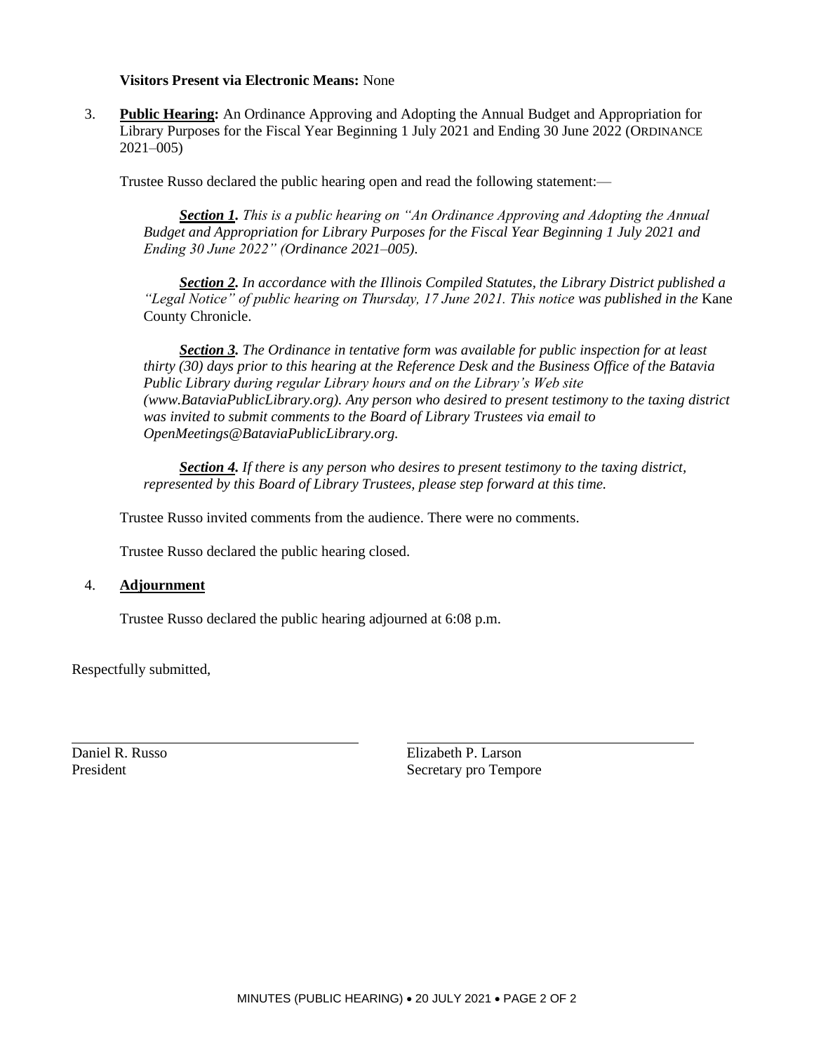**Visitors Present via Electronic Means:** None

3. **Public Hearing:** An Ordinance Approving and Adopting the Annual Budget and Appropriation for Library Purposes for the Fiscal Year Beginning 1 July 2021 and Ending 30 June 2022 (ORDINANCE 2021–005)

   Trustee Russo declared the public hearing open and read the following statement:—

   ***Section 1.*** *This is a public hearing on "An Ordinance Approving and Adopting the Annual Budget and Appropriation for Library Purposes for the Fiscal Year Beginning 1 July 2021 and Ending 30 June 2022" (Ordinance 2021–005).*

   ***Section 2.*** *In accordance with the Illinois Compiled Statutes, the Library District published a "Legal Notice" of public hearing on Thursday, 17 June 2021. This notice was published in the* Kane County Chronicle.

   ***Section 3.*** *The Ordinance in tentative form was available for public inspection for at least thirty (30) days prior to this hearing at the Reference Desk and the Business Office of the Batavia Public Library during regular Library hours and on the Library's Web site (www.BataviaPublicLibrary.org). Any person who desired to present testimony to the taxing district was invited to submit comments to the Board of Library Trustees via email to OpenMeetings@BataviaPublicLibrary.org.*

   ***Section 4.*** *If there is any person who desires to present testimony to the taxing district, represented by this Board of Library Trustees, please step forward at this time.*

   Trustee Russo invited comments from the audience. There were no comments.

   Trustee Russo declared the public hearing closed.

4. **Adjournment**

   Trustee Russo declared the public hearing adjourned at 6:08 p.m.

Respectfully submitted,

| | |
|---|---|
| Daniel R. Russo | Elizabeth P. Larson |
| President | Secretary pro Tempore |